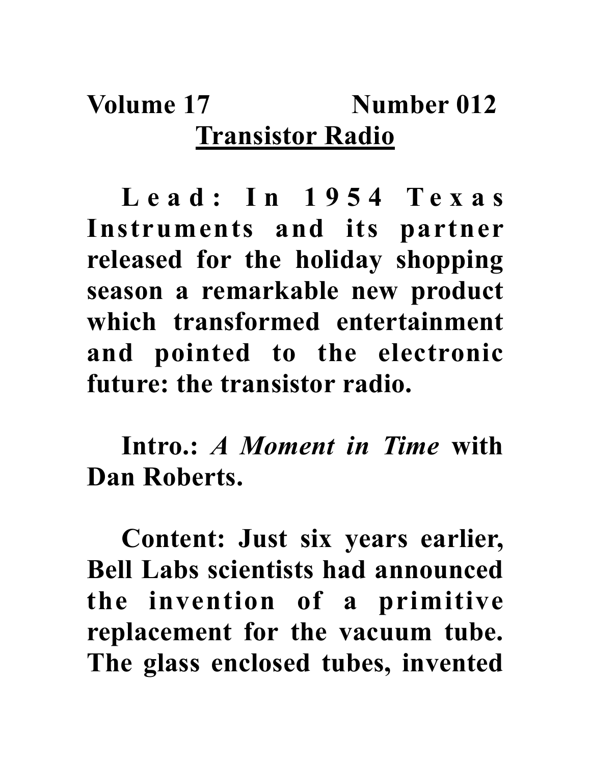**Volume 17 Number 012**

# Transistor Radio

**Lead: In 1954 Texas Instruments and its partner released for the holiday shopping season a remarkable new product which transformed entertainment and pointed to the electronic future: the transistor radio.**

**Intro.: *A Moment in Time* with Dan Roberts.**

**Content: Just six years earlier, Bell Labs scientists had announced the invention of a primitive replacement for the vacuum tube. The glass enclosed tubes, invented**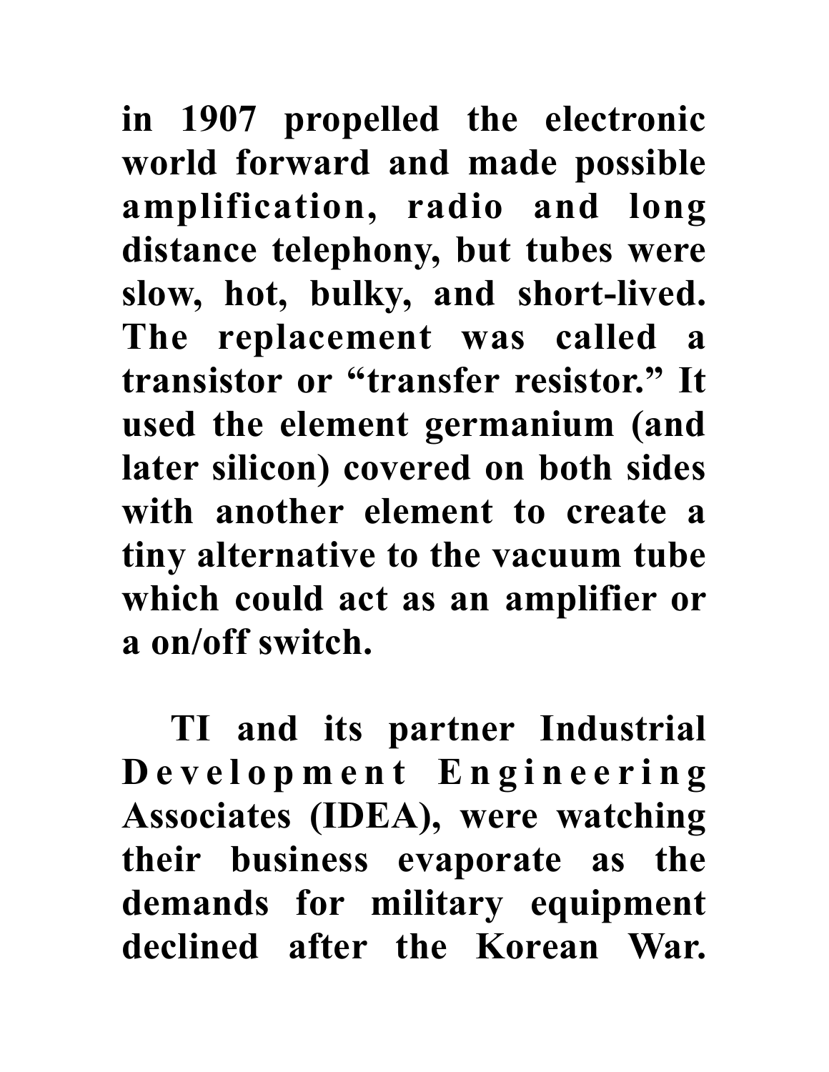in 1907 propelled the electronic world forward and made possible amplification, radio and long distance telephony, but tubes were slow, hot, bulky, and short-lived. The replacement was called a transistor or "transfer resistor." It used the element germanium (and later silicon) covered on both sides with another element to create a tiny alternative to the vacuum tube which could act as an amplifier or a on/off switch.

TI and its partner Industrial Development Engineering Associates (IDEA), were watching their business evaporate as the demands for military equipment declined after the Korean War.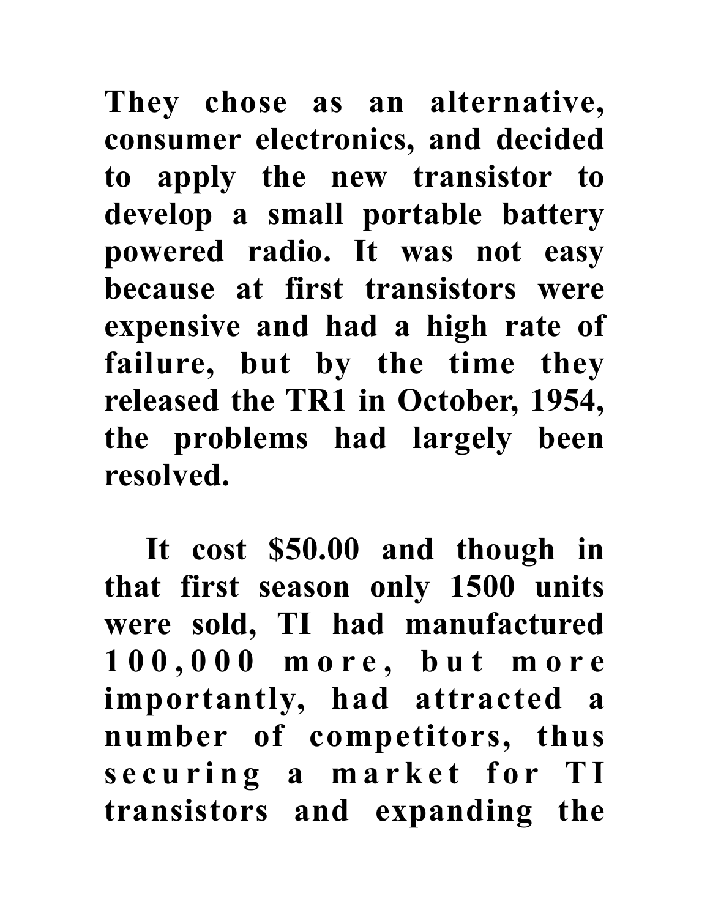**They chose as an alternative, consumer electronics, and decided to apply the new transistor to develop a small portable battery powered radio. It was not easy because at first transistors were expensive and had a high rate of failure, but by the time they released the TR1 in October, 1954, the problems had largely been resolved.**

**It cost $50.00 and though in that first season only 1500 units were sold, TI had manufactured 100,000 more, but more importantly, had attracted a number of competitors, thus securing a market for TI transistors and expanding the**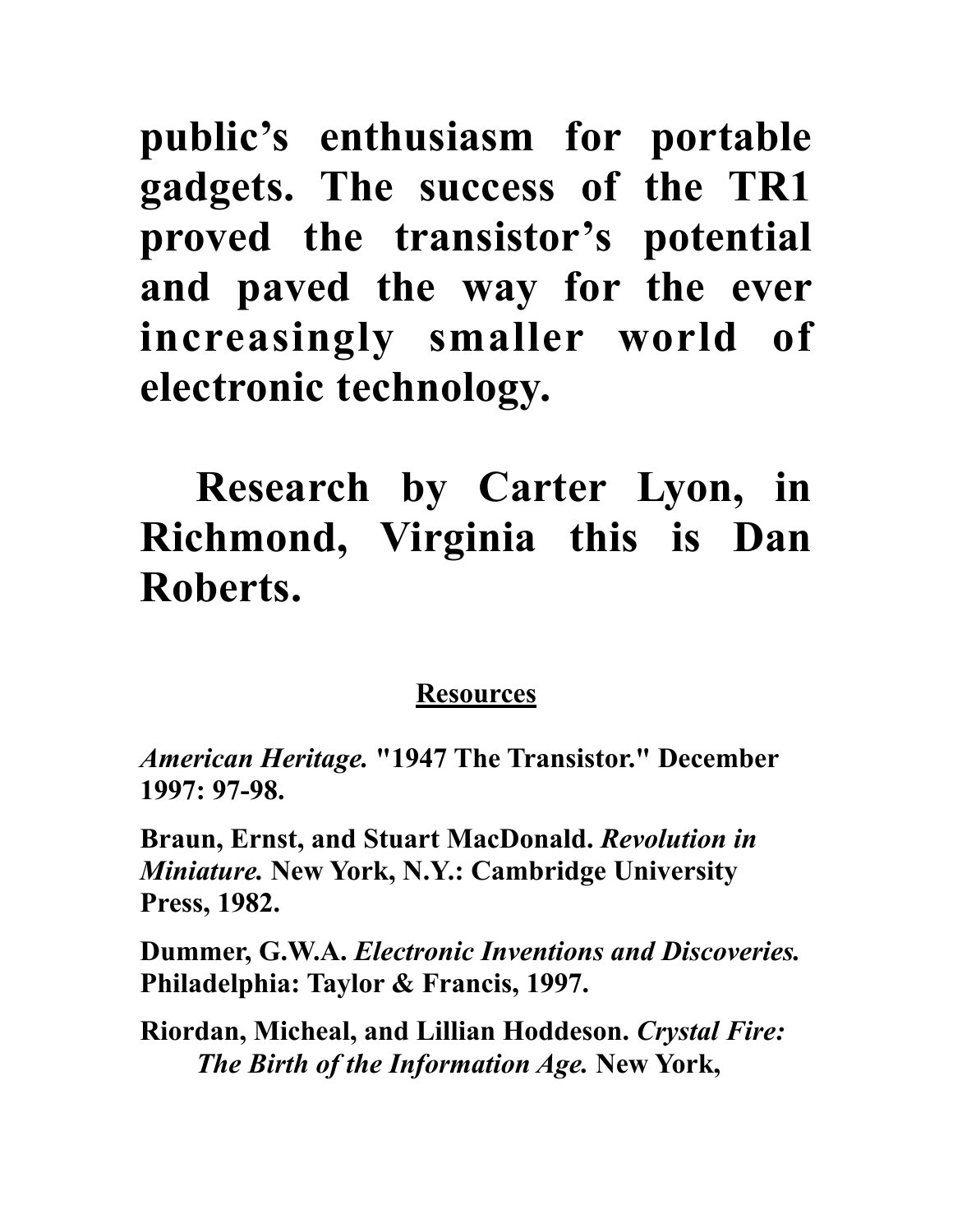**public's enthusiasm for portable gadgets. The success of the TR1 proved the transistor's potential and paved the way for the ever increasingly smaller world of electronic technology.**

**Research by Carter Lyon, in Richmond, Virginia this is Dan Roberts.**

**<u>Resources</u>**

***American Heritage.* "1947 The Transistor." December 1997: 97-98.**

**Braun, Ernst, and Stuart MacDonald. *Revolution in Miniature.* New York, N.Y.: Cambridge University Press, 1982.**

**Dummer, G.W.A. *Electronic Inventions and Discoveries.* Philadelphia: Taylor & Francis, 1997.**

**Riordan, Micheal, and Lillian Hoddeson. *Crystal Fire: The Birth of the Information Age.* New York,**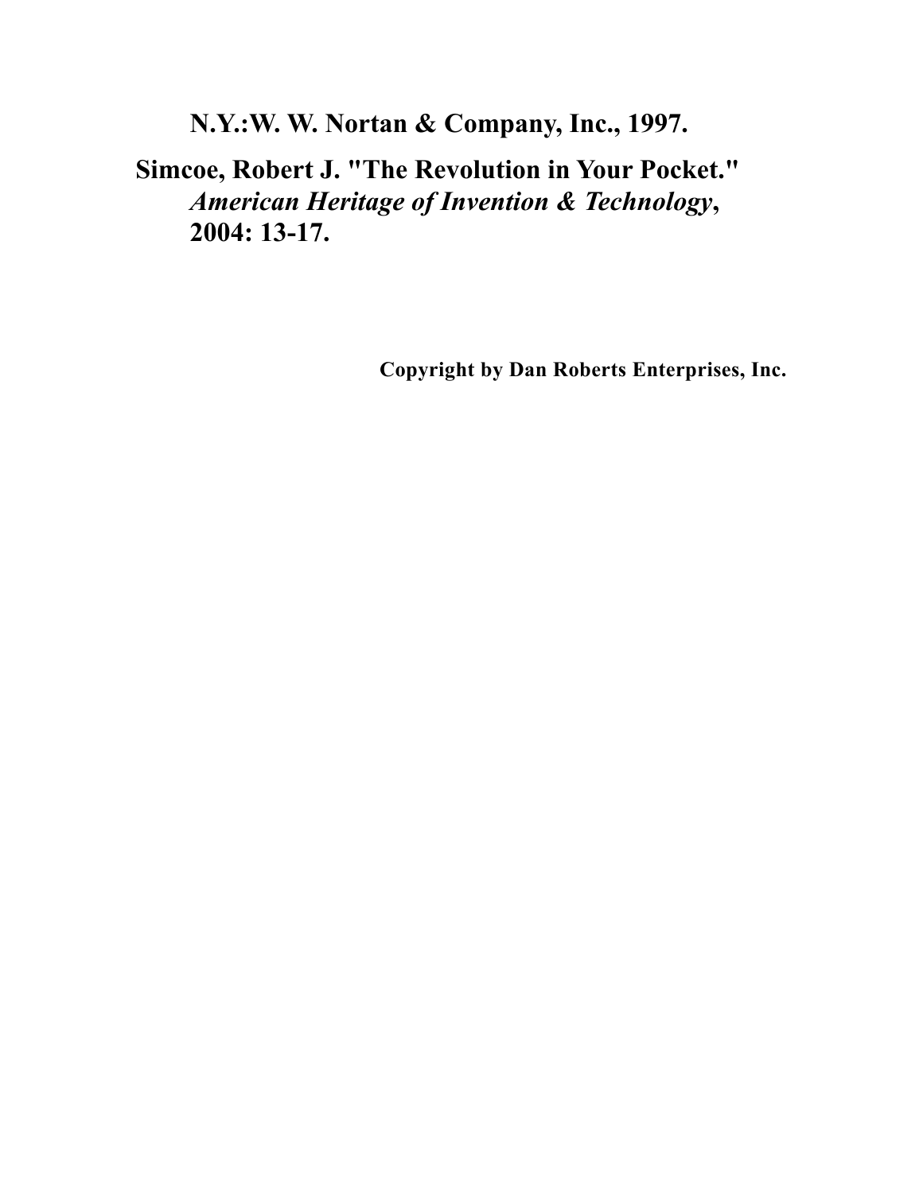**N.Y.:W. W. Nortan & Company, Inc., 1997.**

**Simcoe, Robert J. "The Revolution in Your Pocket."** ***American Heritage of Invention & Technology*****, 2004: 13-17.**

**Copyright by Dan Roberts Enterprises, Inc.**